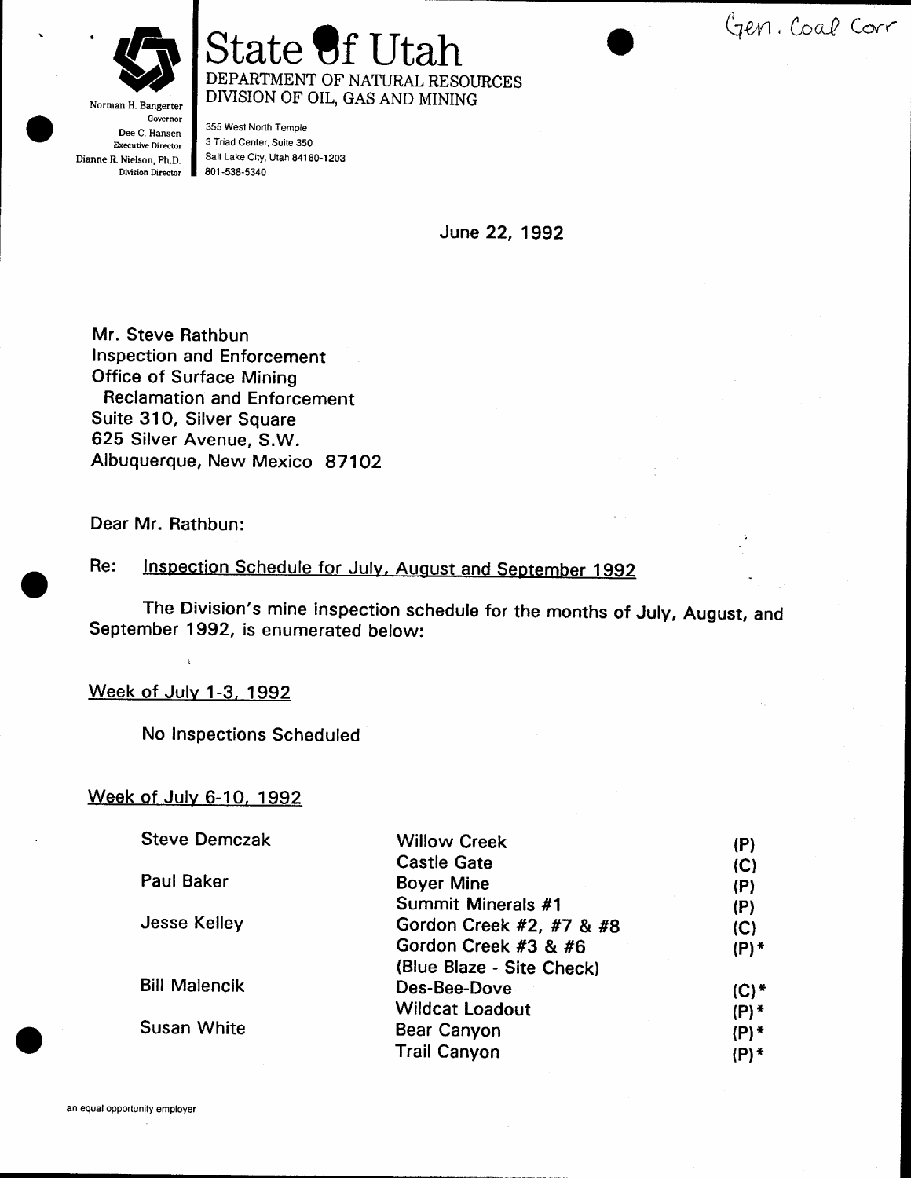Gen. Coal Corr

# State of Utah

DEPARTMENT OF NATURAL RESOURCES
DIVISION OF OIL, GAS AND MINING

Norman H. Bangerter
Governor
Dee C. Hansen
Executive Director
Dianne R. Nielson, Ph.D.
Division Director

355 West North Temple
3 Triad Center, Suite 350
Salt Lake City, Utah 84180-1203
801-538-5340

June 22, 1992

Mr. Steve Rathbun
Inspection and Enforcement
Office of Surface Mining
Reclamation and Enforcement
Suite 310, Silver Square
625 Silver Avenue, S.W.
Albuquerque, New Mexico 87102

Dear Mr. Rathbun:

Re: Inspection Schedule for July, August and September 1992

The Division's mine inspection schedule for the months of July, August, and September 1992, is enumerated below:

Week of July 1-3, 1992

No Inspections Scheduled

Week of July 6-10, 1992

| | | |
|---|---|---|
| Steve Demczak | Willow Creek | (P) |
| | Castle Gate | (C) |
| Paul Baker | Boyer Mine | (P) |
| | Summit Minerals #1 | (P) |
| Jesse Kelley | Gordon Creek #2, #7 & #8 | (C) |
| | Gordon Creek #3 & #6 | (P)* |
| | (Blue Blaze - Site Check) | |
| Bill Malencik | Des-Bee-Dove | (C)* |
| | Wildcat Loadout | (P)* |
| Susan White | Bear Canyon | (P)* |
| | Trail Canyon | (P)* |

an equal opportunity employer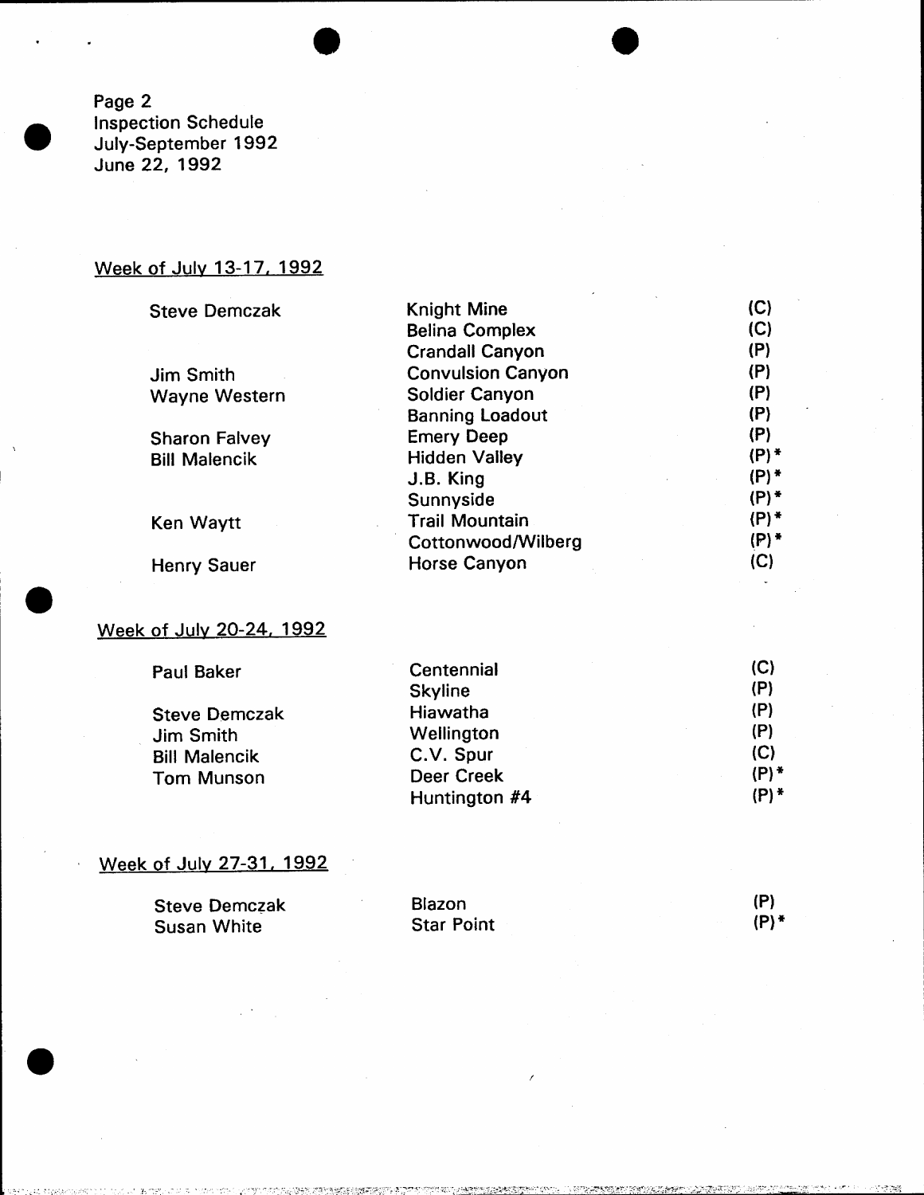Page 2
Inspection Schedule
July-September 1992
June 22, 1992

## Week of July 13-17, 1992

| | | |
|---|---|---|
| Steve Demczak | Knight Mine | (C) |
| | Belina Complex | (C) |
| | Crandall Canyon | (P) |
| Jim Smith | Convulsion Canyon | (P) |
| Wayne Western | Soldier Canyon | (P) |
| | Banning Loadout | (P) |
| Sharon Falvey | Emery Deep | (P) |
| Bill Malencik | Hidden Valley | (P)* |
| | J.B. King | (P)* |
| | Sunnyside | (P)* |
| Ken Waytt | Trail Mountain | (P)* |
| | Cottonwood/Wilberg | (P)* |
| Henry Sauer | Horse Canyon | (C) |

## Week of July 20-24, 1992

| | | |
|---|---|---|
| Paul Baker | Centennial | (C) |
| | Skyline | (P) |
| Steve Demczak | Hiawatha | (P) |
| Jim Smith | Wellington | (P) |
| Bill Malencik | C.V. Spur | (C) |
| Tom Munson | Deer Creek | (P)* |
| | Huntington #4 | (P)* |

## Week of July 27-31, 1992

| | | |
|---|---|---|
| Steve Demczak | Blazon | (P) |
| Susan White | Star Point | (P)* |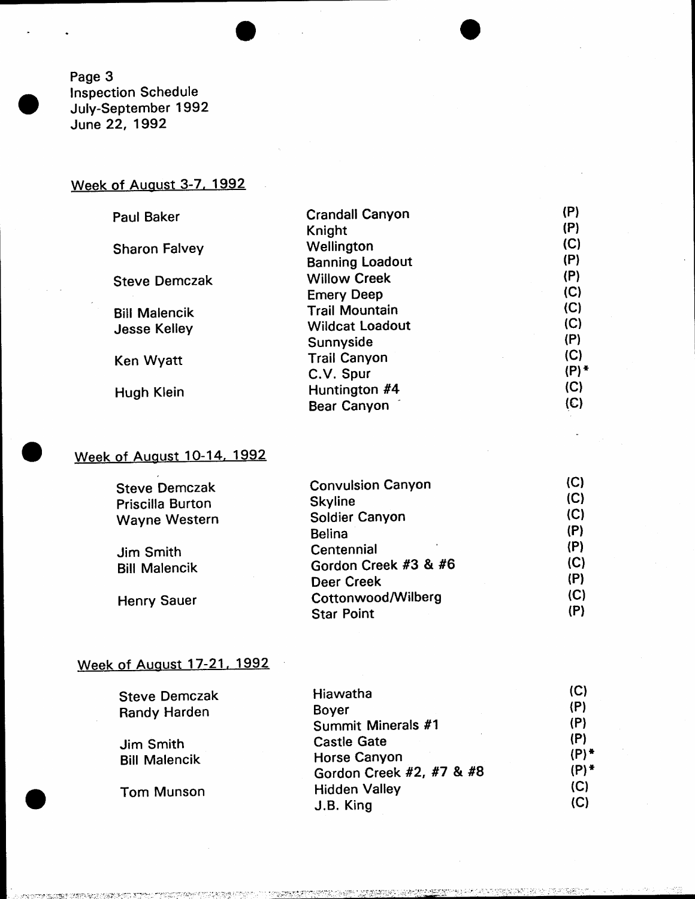## Week of August 3-7, 1992

| Inspector | Mine | |
|---|---|---|
| Paul Baker | Crandall Canyon | (P) |
| | Knight | (P) |
| Sharon Falvey | Wellington | (C) |
| | Banning Loadout | (P) |
| Steve Demczak | Willow Creek | (P) |
| | Emery Deep | (C) |
| Bill Malencik | Trail Mountain | (C) |
| Jesse Kelley | Wildcat Loadout | (C) |
| | Sunnyside | (P) |
| Ken Wyatt | Trail Canyon | (C) |
| | C.V. Spur | (P)* |
| Hugh Klein | Huntington #4 | (C) |
| | Bear Canyon | (C) |

## Week of August 10-14, 1992

| Inspector | Mine | |
|---|---|---|
| Steve Demczak | Convulsion Canyon | (C) |
| Priscilla Burton | Skyline | (C) |
| Wayne Western | Soldier Canyon | (C) |
| | Belina | (P) |
| Jim Smith | Centennial | (P) |
| Bill Malencik | Gordon Creek #3 & #6 | (C) |
| | Deer Creek | (P) |
| Henry Sauer | Cottonwood/Wilberg | (C) |
| | Star Point | (P) |

## Week of August 17-21, 1992

| Inspector | Mine | |
|---|---|---|
| Steve Demczak | Hiawatha | (C) |
| Randy Harden | Boyer | (P) |
| | Summit Minerals #1 | (P) |
| Jim Smith | Castle Gate | (P) |
| Bill Malencik | Horse Canyon | (P)* |
| | Gordon Creek #2, #7 & #8 | (P)* |
| Tom Munson | Hidden Valley | (C) |
| | J.B. King | (C) |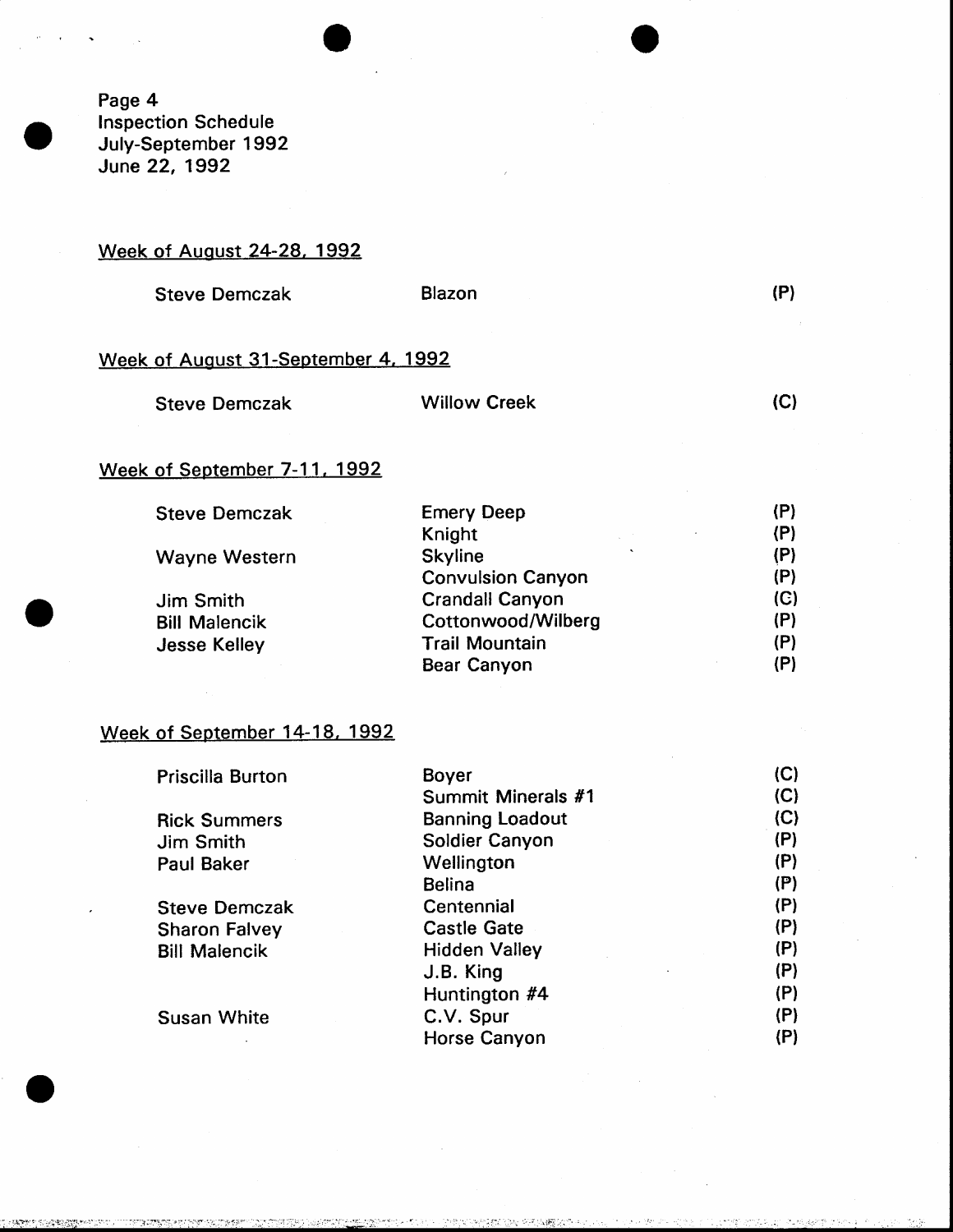Page 4
Inspection Schedule
July-September 1992
June 22, 1992

Week of August 24-28, 1992

| | | |
|---|---|---|
| Steve Demczak | Blazon | (P) |

Week of August 31-September 4, 1992

| | | |
|---|---|---|
| Steve Demczak | Willow Creek | (C) |

Week of September 7-11, 1992

| | | |
|---|---|---|
| Steve Demczak | Emery Deep | (P) |
| | Knight | (P) |
| Wayne Western | Skyline | (P) |
| | Convulsion Canyon | (P) |
| Jim Smith | Crandall Canyon | (C) |
| Bill Malencik | Cottonwood/Wilberg | (P) |
| Jesse Kelley | Trail Mountain | (P) |
| | Bear Canyon | (P) |

Week of September 14-18, 1992

| | | |
|---|---|---|
| Priscilla Burton | Boyer | (C) |
| | Summit Minerals #1 | (C) |
| Rick Summers | Banning Loadout | (C) |
| Jim Smith | Soldier Canyon | (P) |
| Paul Baker | Wellington | (P) |
| | Belina | (P) |
| Steve Demczak | Centennial | (P) |
| Sharon Falvey | Castle Gate | (P) |
| Bill Malencik | Hidden Valley | (P) |
| | J.B. King | (P) |
| | Huntington #4 | (P) |
| Susan White | C.V. Spur | (P) |
| | Horse Canyon | (P) |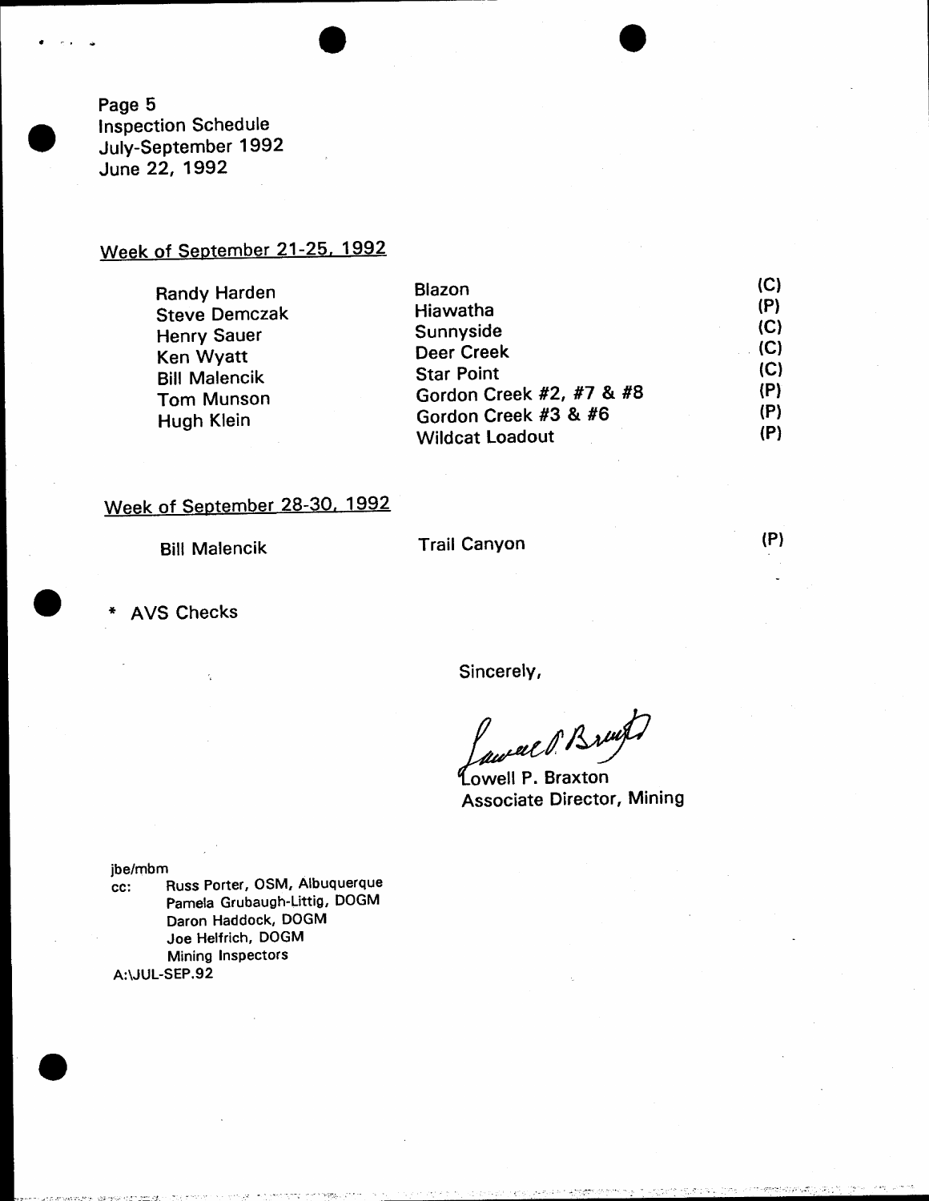Page 5
Inspection Schedule
July-September 1992
June 22, 1992

## Week of September 21-25, 1992

| | | |
|---|---|---|
| Randy Harden | Blazon | (C) |
| Steve Demczak | Hiawatha | (P) |
| Henry Sauer | Sunnyside | (C) |
| Ken Wyatt | Deer Creek | (C) |
| Bill Malencik | Star Point | (C) |
| Tom Munson | Gordon Creek #2, #7 & #8 | (P) |
| Hugh Klein | Gordon Creek #3 & #6 | (P) |
| | Wildcat Loadout | (P) |

## Week of September 28-30, 1992

| | | |
|---|---|---|
| Bill Malencik | Trail Canyon | (P) |

\* AVS Checks

Sincerely,

Lowell P. Braxton
Associate Director, Mining

jbe/mbm
cc: Russ Porter, OSM, Albuquerque
Pamela Grubaugh-Littig, DOGM
Daron Haddock, DOGM
Joe Helfrich, DOGM
Mining Inspectors
A:\JUL-SEP.92